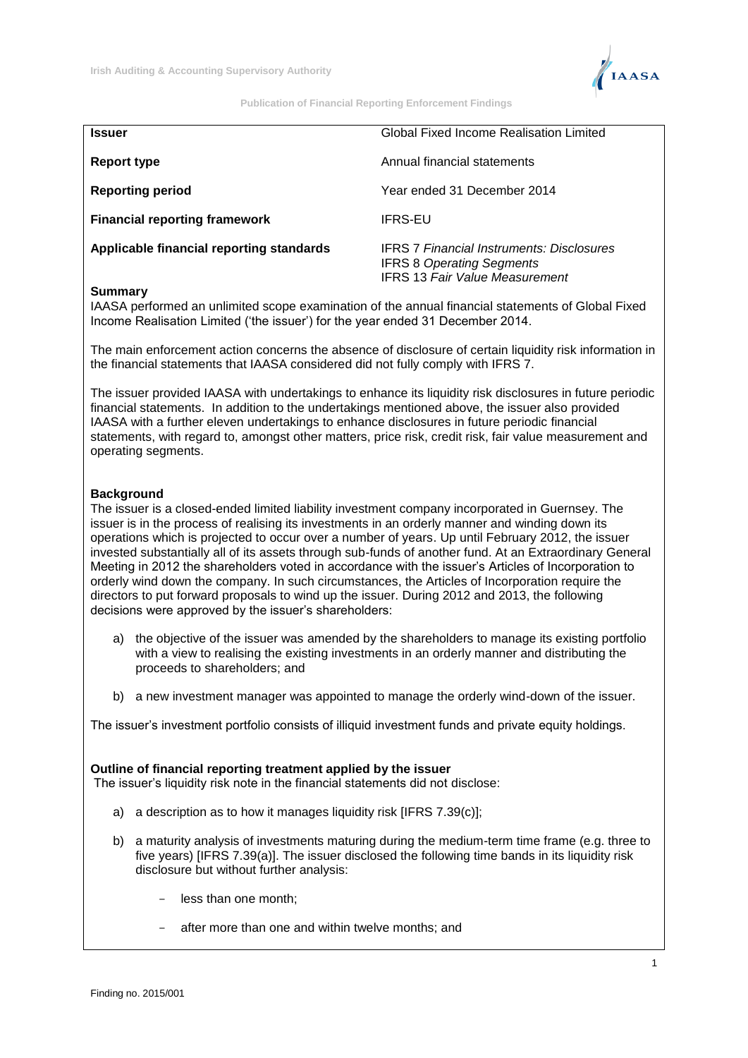| **Issuer** | Global Fixed Income Realisation Limited |
|---|---|
| **Report type** | Annual financial statements |
| **Reporting period** | Year ended 31 December 2014 |
| **Financial reporting framework** | IFRS-EU |
| **Applicable financial reporting standards** | IFRS 7 *Financial Instruments: Disclosures*<br>IFRS 8 *Operating Segments*<br>IFRS 13 *Fair Value Measurement* |

**Summary**

IAASA performed an unlimited scope examination of the annual financial statements of Global Fixed Income Realisation Limited ('the issuer') for the year ended 31 December 2014.

The main enforcement action concerns the absence of disclosure of certain liquidity risk information in the financial statements that IAASA considered did not fully comply with IFRS 7.

The issuer provided IAASA with undertakings to enhance its liquidity risk disclosures in future periodic financial statements. In addition to the undertakings mentioned above, the issuer also provided IAASA with a further eleven undertakings to enhance disclosures in future periodic financial statements, with regard to, amongst other matters, price risk, credit risk, fair value measurement and operating segments.

**Background**

The issuer is a closed-ended limited liability investment company incorporated in Guernsey. The issuer is in the process of realising its investments in an orderly manner and winding down its operations which is projected to occur over a number of years. Up until February 2012, the issuer invested substantially all of its assets through sub-funds of another fund. At an Extraordinary General Meeting in 2012 the shareholders voted in accordance with the issuer's Articles of Incorporation to orderly wind down the company. In such circumstances, the Articles of Incorporation require the directors to put forward proposals to wind up the issuer. During 2012 and 2013, the following decisions were approved by the issuer's shareholders:

a) the objective of the issuer was amended by the shareholders to manage its existing portfolio with a view to realising the existing investments in an orderly manner and distributing the proceeds to shareholders; and

b) a new investment manager was appointed to manage the orderly wind-down of the issuer.

The issuer's investment portfolio consists of illiquid investment funds and private equity holdings.

**Outline of financial reporting treatment applied by the issuer**

The issuer's liquidity risk note in the financial statements did not disclose:

a) a description as to how it manages liquidity risk [IFRS 7.39(c)];

b) a maturity analysis of investments maturing during the medium-term time frame (e.g. three to five years) [IFRS 7.39(a)]. The issuer disclosed the following time bands in its liquidity risk disclosure but without further analysis:

   - less than one month;
   - after more than one and within twelve months; and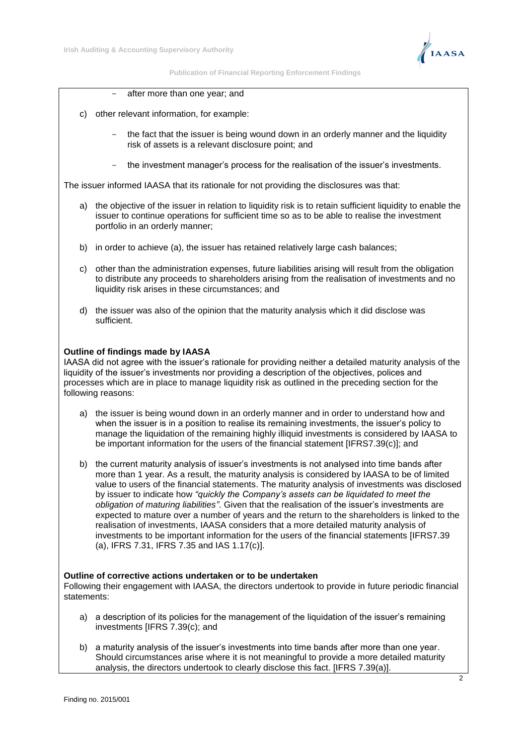- after more than one year; and

c) other relevant information, for example:

   - the fact that the issuer is being wound down in an orderly manner and the liquidity risk of assets is a relevant disclosure point; and

   - the investment manager's process for the realisation of the issuer's investments.

The issuer informed IAASA that its rationale for not providing the disclosures was that:

a) the objective of the issuer in relation to liquidity risk is to retain sufficient liquidity to enable the issuer to continue operations for sufficient time so as to be able to realise the investment portfolio in an orderly manner;

b) in order to achieve (a), the issuer has retained relatively large cash balances;

c) other than the administration expenses, future liabilities arising will result from the obligation to distribute any proceeds to shareholders arising from the realisation of investments and no liquidity risk arises in these circumstances; and

d) the issuer was also of the opinion that the maturity analysis which it did disclose was sufficient.

**Outline of findings made by IAASA**

IAASA did not agree with the issuer's rationale for providing neither a detailed maturity analysis of the liquidity of the issuer's investments nor providing a description of the objectives, polices and processes which are in place to manage liquidity risk as outlined in the preceding section for the following reasons:

a) the issuer is being wound down in an orderly manner and in order to understand how and when the issuer is in a position to realise its remaining investments, the issuer's policy to manage the liquidation of the remaining highly illiquid investments is considered by IAASA to be important information for the users of the financial statement [IFRS7.39(c)]; and

b) the current maturity analysis of issuer's investments is not analysed into time bands after more than 1 year. As a result, the maturity analysis is considered by IAASA to be of limited value to users of the financial statements. The maturity analysis of investments was disclosed by issuer to indicate how *"quickly the Company's assets can be liquidated to meet the obligation of maturing liabilities"*. Given that the realisation of the issuer's investments are expected to mature over a number of years and the return to the shareholders is linked to the realisation of investments, IAASA considers that a more detailed maturity analysis of investments to be important information for the users of the financial statements [IFRS7.39 (a), IFRS 7.31, IFRS 7.35 and IAS 1.17(c)].

**Outline of corrective actions undertaken or to be undertaken**

Following their engagement with IAASA, the directors undertook to provide in future periodic financial statements:

a) a description of its policies for the management of the liquidation of the issuer's remaining investments [IFRS 7.39(c); and

b) a maturity analysis of the issuer's investments into time bands after more than one year. Should circumstances arise where it is not meaningful to provide a more detailed maturity analysis, the directors undertook to clearly disclose this fact. [IFRS 7.39(a)].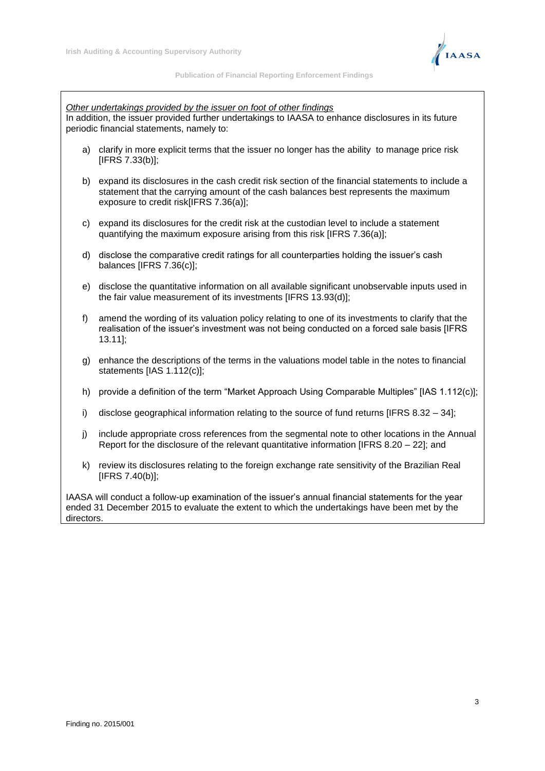*Other undertakings provided by the issuer on foot of other findings*

In addition, the issuer provided further undertakings to IAASA to enhance disclosures in its future periodic financial statements, namely to:

a) clarify in more explicit terms that the issuer no longer has the ability to manage price risk [IFRS 7.33(b)];

b) expand its disclosures in the cash credit risk section of the financial statements to include a statement that the carrying amount of the cash balances best represents the maximum exposure to credit risk[IFRS 7.36(a)];

c) expand its disclosures for the credit risk at the custodian level to include a statement quantifying the maximum exposure arising from this risk [IFRS 7.36(a)];

d) disclose the comparative credit ratings for all counterparties holding the issuer's cash balances [IFRS 7.36(c)];

e) disclose the quantitative information on all available significant unobservable inputs used in the fair value measurement of its investments [IFRS 13.93(d)];

f) amend the wording of its valuation policy relating to one of its investments to clarify that the realisation of the issuer's investment was not being conducted on a forced sale basis [IFRS 13.11];

g) enhance the descriptions of the terms in the valuations model table in the notes to financial statements [IAS 1.112(c)];

h) provide a definition of the term "Market Approach Using Comparable Multiples" [IAS 1.112(c)];

i) disclose geographical information relating to the source of fund returns [IFRS 8.32 – 34];

j) include appropriate cross references from the segmental note to other locations in the Annual Report for the disclosure of the relevant quantitative information [IFRS 8.20 – 22]; and

k) review its disclosures relating to the foreign exchange rate sensitivity of the Brazilian Real [IFRS 7.40(b)];

IAASA will conduct a follow-up examination of the issuer's annual financial statements for the year ended 31 December 2015 to evaluate the extent to which the undertakings have been met by the directors.